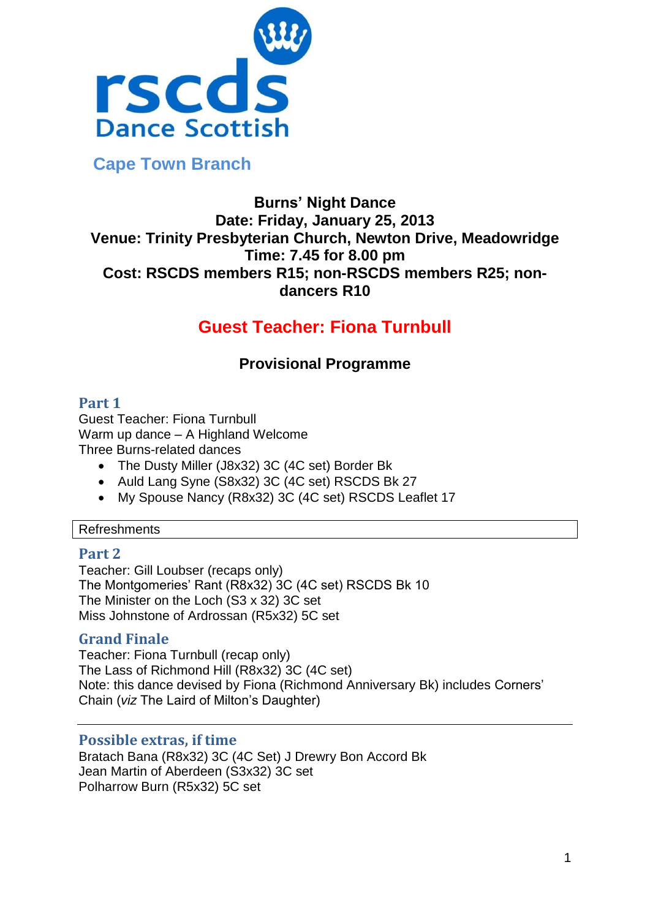rscds

Dance Scottish

## Cape Town Branch

**Burns' Night Dance**
**Date: Friday, January 25, 2013**
**Venue: Trinity Presbyterian Church, Newton Drive, Meadowridge**
**Time: 7.45 for 8.00 pm**
**Cost: RSCDS members R15; non-RSCDS members R25; non-dancers R10**

## Guest Teacher: Fiona Turnbull

### Provisional Programme

### Part 1

Guest Teacher: Fiona Turnbull
Warm up dance – A Highland Welcome
Three Burns-related dances

- The Dusty Miller (J8x32) 3C (4C set) Border Bk
- Auld Lang Syne (S8x32) 3C (4C set) RSCDS Bk 27
- My Spouse Nancy (R8x32) 3C (4C set) RSCDS Leaflet 17

Refreshments

### Part 2

Teacher: Gill Loubser (recaps only)
The Montgomeries' Rant (R8x32) 3C (4C set) RSCDS Bk 10
The Minister on the Loch (S3 x 32) 3C set
Miss Johnstone of Ardrossan (R5x32) 5C set

### Grand Finale

Teacher: Fiona Turnbull (recap only)
The Lass of Richmond Hill (R8x32) 3C (4C set)
Note: this dance devised by Fiona (Richmond Anniversary Bk) includes Corners' Chain (*viz* The Laird of Milton's Daughter)

### Possible extras, if time

Bratach Bana (R8x32) 3C (4C Set) J Drewry Bon Accord Bk
Jean Martin of Aberdeen (S3x32) 3C set
Polharrow Burn (R5x32) 5C set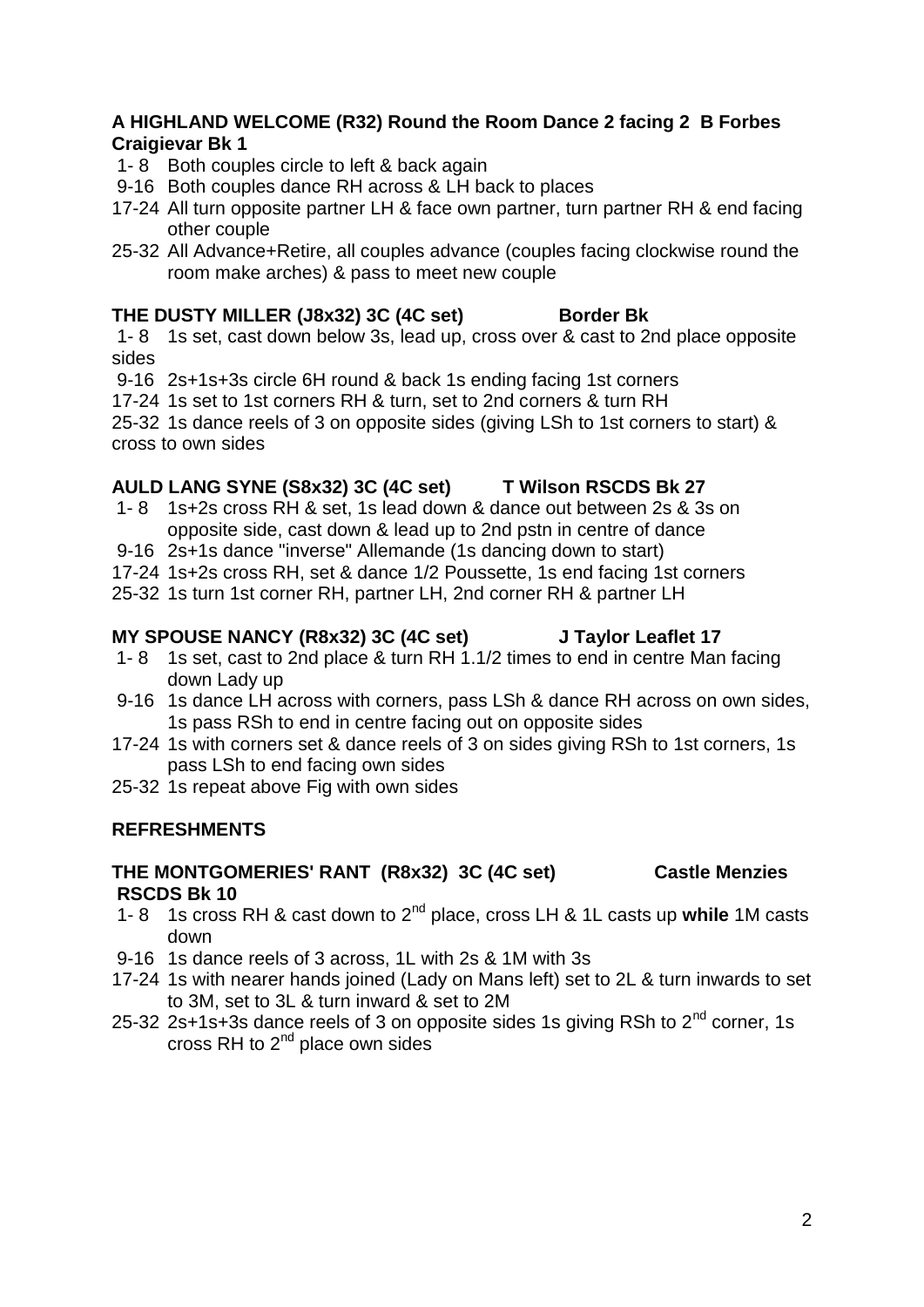**A HIGHLAND WELCOME (R32) Round the Room Dance 2 facing 2 B Forbes Craigievar Bk 1**

1- 8 Both couples circle to left & back again
9-16 Both couples dance RH across & LH back to places
17-24 All turn opposite partner LH & face own partner, turn partner RH & end facing other couple
25-32 All Advance+Retire, all couples advance (couples facing clockwise round the room make arches) & pass to meet new couple

**THE DUSTY MILLER (J8x32) 3C (4C set) Border Bk**

1- 8 1s set, cast down below 3s, lead up, cross over & cast to 2nd place opposite sides
9-16 2s+1s+3s circle 6H round & back 1s ending facing 1st corners
17-24 1s set to 1st corners RH & turn, set to 2nd corners & turn RH
25-32 1s dance reels of 3 on opposite sides (giving LSh to 1st corners to start) & cross to own sides

**AULD LANG SYNE (S8x32) 3C (4C set) T Wilson RSCDS Bk 27**

1- 8 1s+2s cross RH & set, 1s lead down & dance out between 2s & 3s on opposite side, cast down & lead up to 2nd pstn in centre of dance
9-16 2s+1s dance "inverse" Allemande (1s dancing down to start)
17-24 1s+2s cross RH, set & dance 1/2 Poussette, 1s end facing 1st corners
25-32 1s turn 1st corner RH, partner LH, 2nd corner RH & partner LH

**MY SPOUSE NANCY (R8x32) 3C (4C set) J Taylor Leaflet 17**

1- 8 1s set, cast to 2nd place & turn RH 1.1/2 times to end in centre Man facing down Lady up
9-16 1s dance LH across with corners, pass LSh & dance RH across on own sides, 1s pass RSh to end in centre facing out on opposite sides
17-24 1s with corners set & dance reels of 3 on sides giving RSh to 1st corners, 1s pass LSh to end facing own sides
25-32 1s repeat above Fig with own sides

**REFRESHMENTS**

**THE MONTGOMERIES' RANT (R8x32) 3C (4C set) Castle Menzies RSCDS Bk 10**

1- 8 1s cross RH & cast down to 2nd place, cross LH & 1L casts up **while** 1M casts down
9-16 1s dance reels of 3 across, 1L with 2s & 1M with 3s
17-24 1s with nearer hands joined (Lady on Mans left) set to 2L & turn inwards to set to 3M, set to 3L & turn inward & set to 2M
25-32 2s+1s+3s dance reels of 3 on opposite sides 1s giving RSh to 2nd corner, 1s cross RH to 2nd place own sides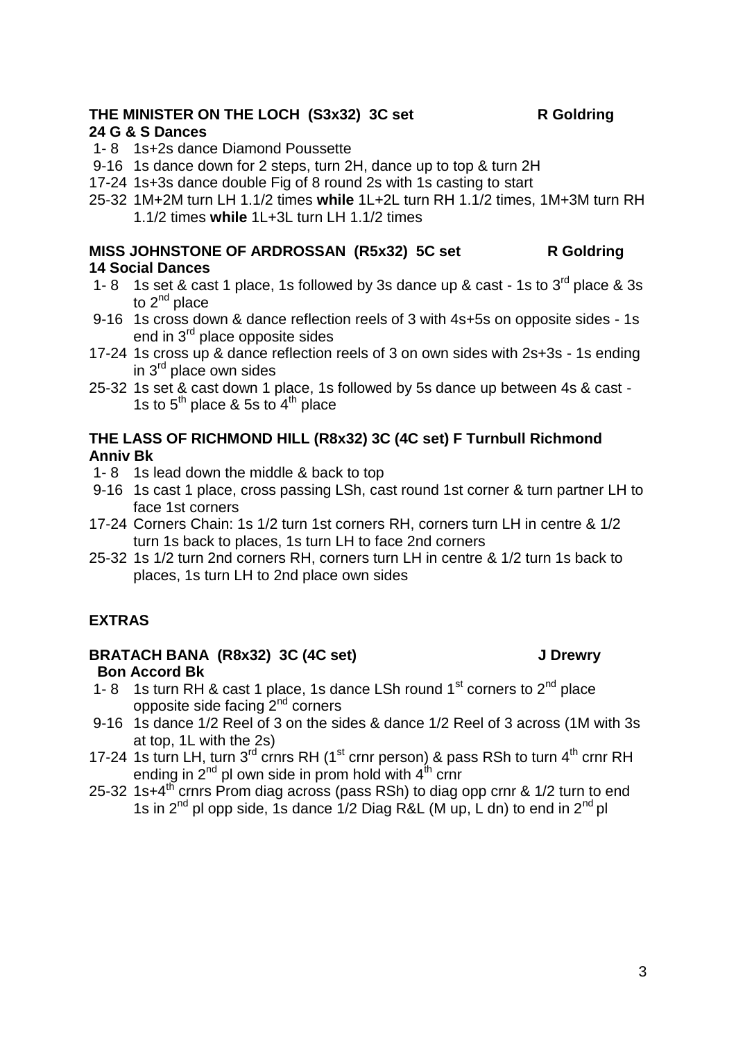**THE MINISTER ON THE LOCH (S3x32) 3C set R Goldring**
**24 G & S Dances**

- 1- 8 1s+2s dance Diamond Poussette
- 9-16 1s dance down for 2 steps, turn 2H, dance up to top & turn 2H
- 17-24 1s+3s dance double Fig of 8 round 2s with 1s casting to start
- 25-32 1M+2M turn LH 1.1/2 times **while** 1L+2L turn RH 1.1/2 times, 1M+3M turn RH 1.1/2 times **while** 1L+3L turn LH 1.1/2 times

**MISS JOHNSTONE OF ARDROSSAN (R5x32) 5C set R Goldring**
**14 Social Dances**

- 1- 8 1s set & cast 1 place, 1s followed by 3s dance up & cast - 1s to 3rd place & 3s to 2nd place
- 9-16 1s cross down & dance reflection reels of 3 with 4s+5s on opposite sides - 1s end in 3rd place opposite sides
- 17-24 1s cross up & dance reflection reels of 3 on own sides with 2s+3s - 1s ending in 3rd place own sides
- 25-32 1s set & cast down 1 place, 1s followed by 5s dance up between 4s & cast - 1s to 5th place & 5s to 4th place

**THE LASS OF RICHMOND HILL (R8x32) 3C (4C set) F Turnbull Richmond Anniv Bk**

- 1- 8 1s lead down the middle & back to top
- 9-16 1s cast 1 place, cross passing LSh, cast round 1st corner & turn partner LH to face 1st corners
- 17-24 Corners Chain: 1s 1/2 turn 1st corners RH, corners turn LH in centre & 1/2 turn 1s back to places, 1s turn LH to face 2nd corners
- 25-32 1s 1/2 turn 2nd corners RH, corners turn LH in centre & 1/2 turn 1s back to places, 1s turn LH to 2nd place own sides

**EXTRAS**

**BRATACH BANA (R8x32) 3C (4C set) J Drewry**
**Bon Accord Bk**

- 1- 8 1s turn RH & cast 1 place, 1s dance LSh round 1st corners to 2nd place opposite side facing 2nd corners
- 9-16 1s dance 1/2 Reel of 3 on the sides & dance 1/2 Reel of 3 across (1M with 3s at top, 1L with the 2s)
- 17-24 1s turn LH, turn 3rd crnrs RH (1st crnr person) & pass RSh to turn 4th crnr RH ending in 2nd pl own side in prom hold with 4th crnr
- 25-32 1s+4th crnrs Prom diag across (pass RSh) to diag opp crnr & 1/2 turn to end 1s in 2nd pl opp side, 1s dance 1/2 Diag R&L (M up, L dn) to end in 2nd pl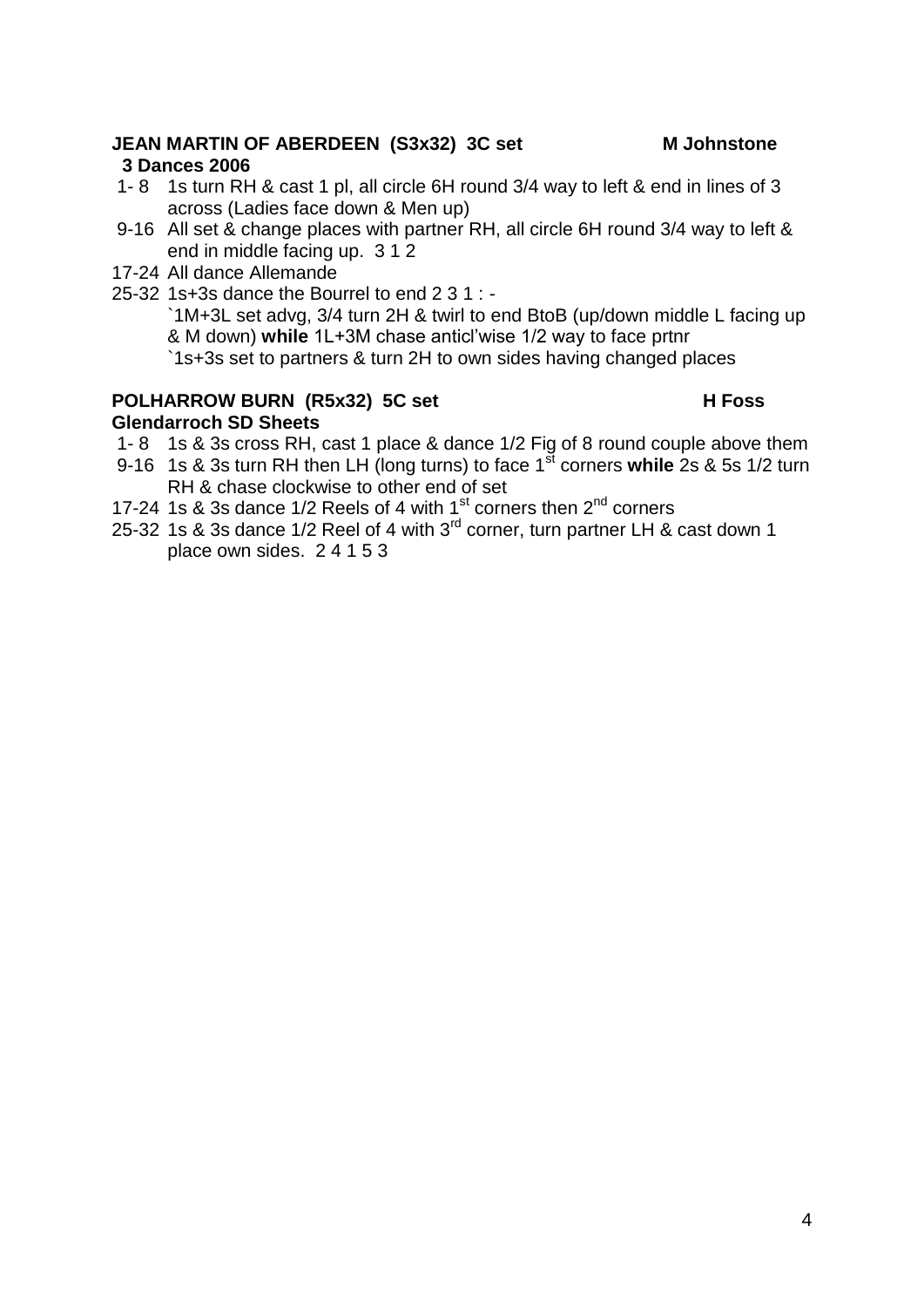**JEAN MARTIN OF ABERDEEN (S3x32) 3C set** **M Johnstone**
**3 Dances 2006**

- 1- 8 1s turn RH & cast 1 pl, all circle 6H round 3/4 way to left & end in lines of 3 across (Ladies face down & Men up)
- 9-16 All set & change places with partner RH, all circle 6H round 3/4 way to left & end in middle facing up. 3 1 2
- 17-24 All dance Allemande
- 25-32 1s+3s dance the Bourrel to end 2 3 1 : -
  `1M+3L set advg, 3/4 turn 2H & twirl to end BtoB (up/down middle L facing up & M down) **while** 1L+3M chase anticl'wise 1/2 way to face prtnr
  `1s+3s set to partners & turn 2H to own sides having changed places

**POLHARROW BURN (R5x32) 5C set** **H Foss**
**Glendarroch SD Sheets**

- 1- 8 1s & 3s cross RH, cast 1 place & dance 1/2 Fig of 8 round couple above them
- 9-16 1s & 3s turn RH then LH (long turns) to face 1st corners **while** 2s & 5s 1/2 turn RH & chase clockwise to other end of set
- 17-24 1s & 3s dance 1/2 Reels of 4 with 1st corners then 2nd corners
- 25-32 1s & 3s dance 1/2 Reel of 4 with 3rd corner, turn partner LH & cast down 1 place own sides. 2 4 1 5 3